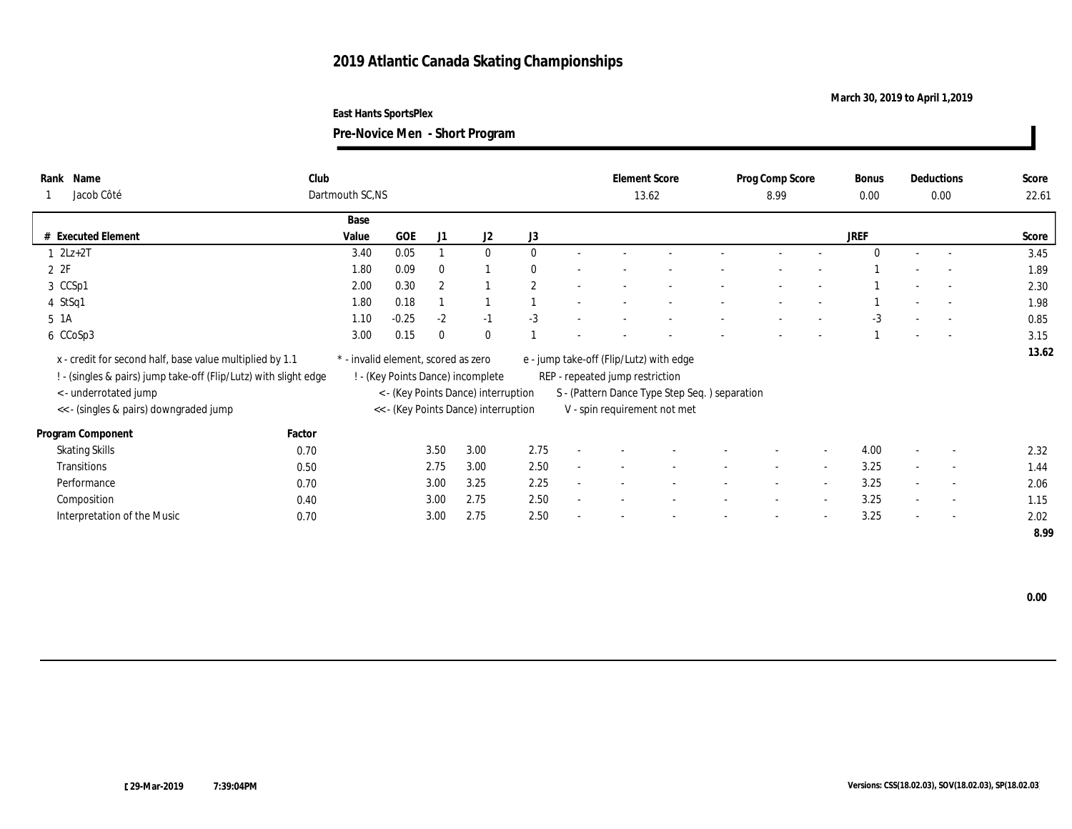# 2019 Atlantic Canada Skating Championships

March 30, 2019 to April 1,2019

East Hants SportsPlex

**Pre-Novice Men - Short Program**

| Rank | Name | Club | Element Score | Prog Comp Score | Bonus | Deductions | Score |
|---|---|---|---|---|---|---|---|
| 1 | Jacob Côté | Dartmouth SC,NS | 13.62 | 8.99 | 0.00 | 0.00 | 22.61 |

| # | Executed Element | Base Value | GOE | J1 | J2 | J3 | | | | | | | | | JREF | | | Score |
|---|---|---|---|---|---|---|---|---|---|---|---|---|---|---|---|---|---|---|
| 1 | 2Lz+2T | 3.40 | 0.05 | 1 | 0 | 0 | - | - | - | - | - | - | - | 0 | - | - | 3.45 |
| 2 | 2F | 1.80 | 0.09 | 0 | 1 | 0 | - | - | - | - | - | - | - | 1 | - | - | 1.89 |
| 3 | CCSp1 | 2.00 | 0.30 | 2 | 1 | 2 | - | - | - | - | - | - | - | 1 | - | - | 2.30 |
| 4 | StSq1 | 1.80 | 0.18 | 1 | 1 | 1 | - | - | - | - | - | - | - | 1 | - | - | 1.98 |
| 5 | 1A | 1.10 | -0.25 | -2 | -1 | -3 | - | - | - | - | - | - | - | -3 | - | - | 0.85 |
| 6 | CCoSp3 | 3.00 | 0.15 | 0 | 0 | 1 | - | - | - | - | - | - | - | 1 | - | - | 3.15 |
| | | | | | | | | | | | | | | | | | 13.62 |

x - credit for second half, base value multiplied by 1.1
! - (singles & pairs) jump take-off (Flip/Lutz) with slight edge
< - underrotated jump
<< - (singles & pairs) downgraded jump
* - invalid element, scored as zero
! - (Key Points Dance) incomplete
< - (Key Points Dance) interruption
<< - (Key Points Dance) interruption
e - jump take-off (Flip/Lutz) with edge
REP - repeated jump restriction
S - (Pattern Dance Type Step Seq. ) separation
V - spin requirement not met

| Program Component | Factor | J1 | J2 | J3 | | | | | | | | JREF | | | Score |
|---|---|---|---|---|---|---|---|---|---|---|---|---|---|---|---|
| Skating Skills | 0.70 | 3.50 | 3.00 | 2.75 | - | - | - | - | - | - | - | 4.00 | - | - | 2.32 |
| Transitions | 0.50 | 2.75 | 3.00 | 2.50 | - | - | - | - | - | - | - | 3.25 | - | - | 1.44 |
| Performance | 0.70 | 3.00 | 3.25 | 2.25 | - | - | - | - | - | - | - | 3.25 | - | - | 2.06 |
| Composition | 0.40 | 3.00 | 2.75 | 2.50 | - | - | - | - | - | - | - | 3.25 | - | - | 1.15 |
| Interpretation of the Music | 0.70 | 3.00 | 2.75 | 2.50 | - | - | - | - | - | - | - | 3.25 | - | - | 2.02 |
| | | | | | | | | | | | | | | | 8.99 |

0.00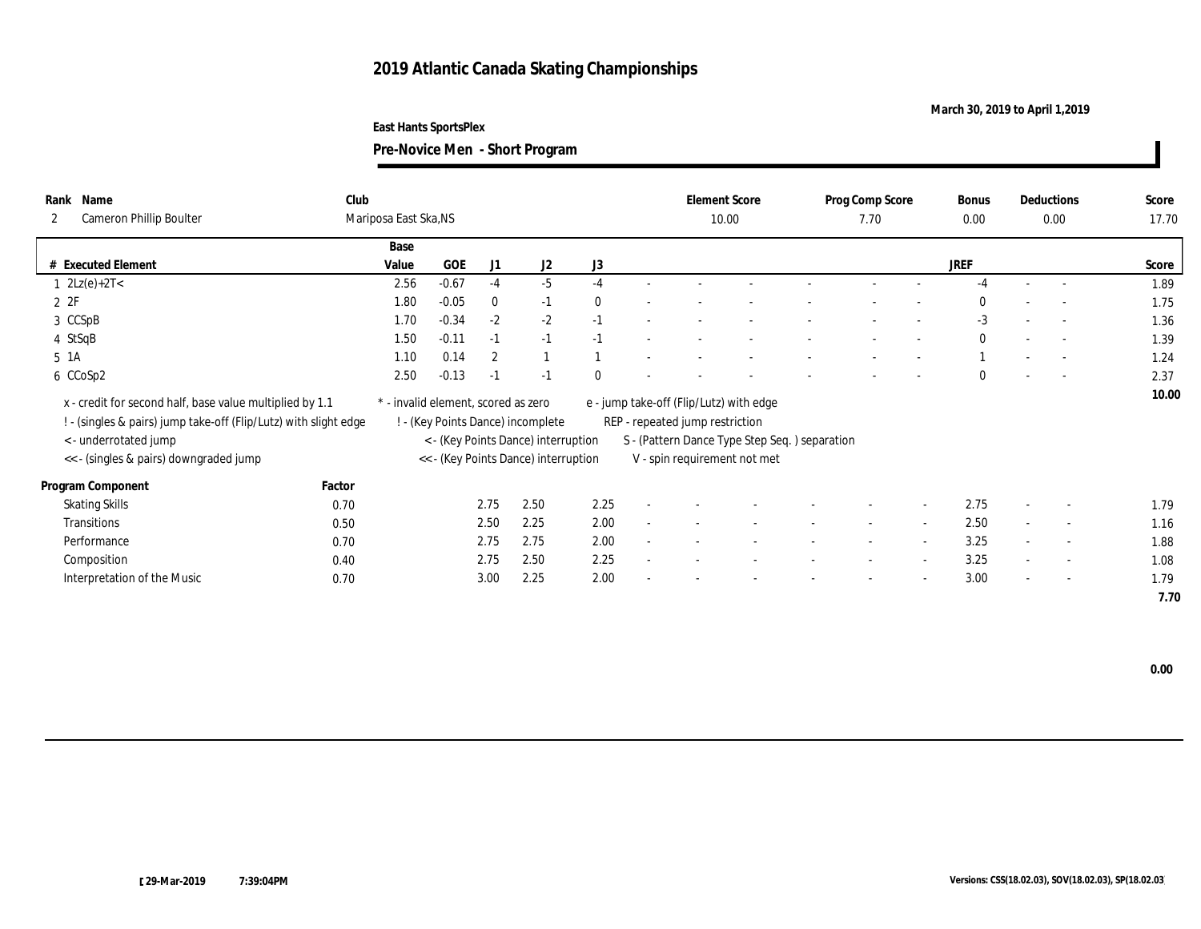# 2019 Atlantic Canada Skating Championships

**March 30, 2019 to April 1,2019**

**East Hants SportsPlex**

## Pre-Novice Men - Short Program

| Rank | Name | Club | Element Score | Prog Comp Score | Bonus | Deductions | Score |
|---|---|---|---|---|---|---|---|
| 2 | Cameron Phillip Boulter | Mariposa East Ska,NS | 10.00 | 7.70 | 0.00 | 0.00 | 17.70 |

| # | Executed Element | Base Value | GOE | J1 | J2 | J3 | | | | | | | | | JREF | | | Score |
|---|---|---|---|---|---|---|---|---|---|---|---|---|---|---|---|---|---|---|
| 1 | 2Lz(e)+2T< | 2.56 | -0.67 | -4 | -5 | -4 | - | - | - | - | - | - | - | - | -4 | - | - | 1.89 |
| 2 | 2F | 1.80 | -0.05 | 0 | -1 | 0 | - | - | - | - | - | - | - | - | 0 | - | - | 1.75 |
| 3 | CCSpB | 1.70 | -0.34 | -2 | -2 | -1 | - | - | - | - | - | - | - | - | -3 | - | - | 1.36 |
| 4 | StSqB | 1.50 | -0.11 | -1 | -1 | -1 | - | - | - | - | - | - | - | - | 0 | - | - | 1.39 |
| 5 | 1A | 1.10 | 0.14 | 2 | 1 | 1 | - | - | - | - | - | - | - | - | 1 | - | - | 1.24 |
| 6 | CCoSp2 | 2.50 | -0.13 | -1 | -1 | 0 | - | - | - | - | - | - | - | - | 0 | - | - | 2.37 |
| | | | | | | | | | | | | | | | | | | 10.00 |

x - credit for second half, base value multiplied by 1.1
! - (singles & pairs) jump take-off (Flip/Lutz) with slight edge
< - underrotated jump
<< - (singles & pairs) downgraded jump

\* - invalid element, scored as zero
! - (Key Points Dance) incomplete
< - (Key Points Dance) interruption
<< - (Key Points Dance) interruption

e - jump take-off (Flip/Lutz) with edge
REP - repeated jump restriction
S - (Pattern Dance Type Step Seq. ) separation
V - spin requirement not met

| Program Component | Factor | J1 | J2 | J3 | | | | | | | | | JREF | | | Score |
|---|---|---|---|---|---|---|---|---|---|---|---|---|---|---|---|---|
| Skating Skills | 0.70 | 2.75 | 2.50 | 2.25 | - | - | - | - | - | - | - | - | 2.75 | - | - | 1.79 |
| Transitions | 0.50 | 2.50 | 2.25 | 2.00 | - | - | - | - | - | - | - | - | 2.50 | - | - | 1.16 |
| Performance | 0.70 | 2.75 | 2.75 | 2.00 | - | - | - | - | - | - | - | - | 3.25 | - | - | 1.88 |
| Composition | 0.40 | 2.75 | 2.50 | 2.25 | - | - | - | - | - | - | - | - | 3.25 | - | - | 1.08 |
| Interpretation of the Music | 0.70 | 3.00 | 2.25 | 2.00 | - | - | - | - | - | - | - | - | 3.00 | - | - | 1.79 |
| | | | | | | | | | | | | | | | | 7.70 |

**0.00**

**[29-Mar-2019 7:39:04PM**

**Versions: CSS(18.02.03), SOV(18.02.03), SP(18.02.03**